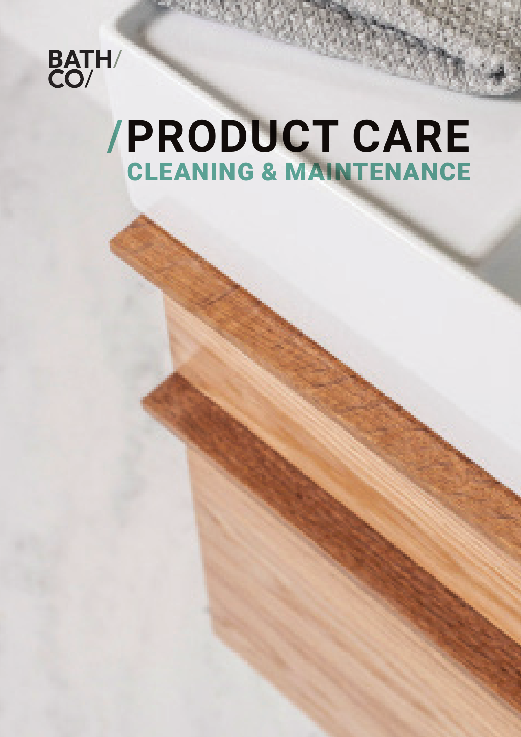BATH/
CO/

# /PRODUCT CARE

## CLEANING & MAINTENANCE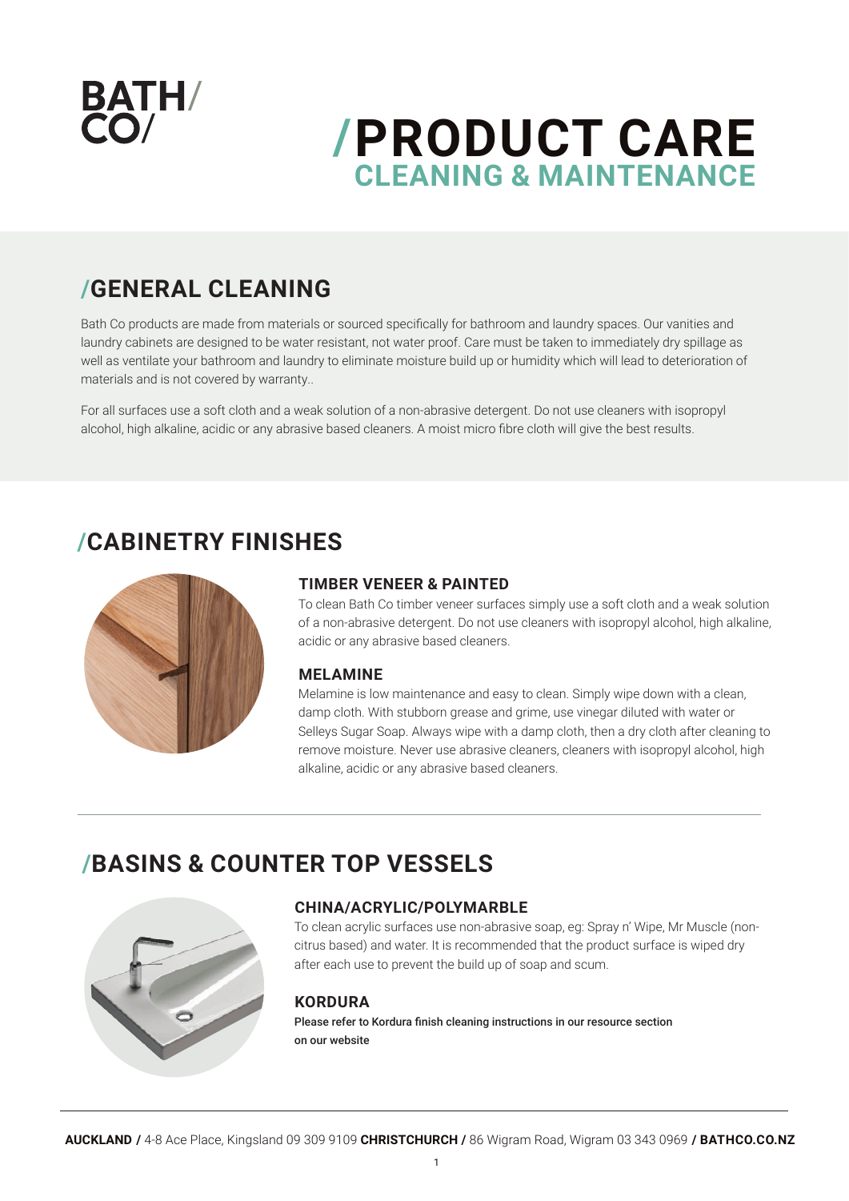# BATH/ CO/

# /PRODUCT CARE
## CLEANING & MAINTENANCE

## /GENERAL CLEANING

Bath Co products are made from materials or sourced specifically for bathroom and laundry spaces. Our vanities and laundry cabinets are designed to be water resistant, not water proof. Care must be taken to immediately dry spillage as well as ventilate your bathroom and laundry to eliminate moisture build up or humidity which will lead to deterioration of materials and is not covered by warranty..

For all surfaces use a soft cloth and a weak solution of a non-abrasive detergent. Do not use cleaners with isopropyl alcohol, high alkaline, acidic or any abrasive based cleaners. A moist micro fibre cloth will give the best results.

## /CABINETRY FINISHES

### TIMBER VENEER & PAINTED

To clean Bath Co timber veneer surfaces simply use a soft cloth and a weak solution of a non-abrasive detergent. Do not use cleaners with isopropyl alcohol, high alkaline, acidic or any abrasive based cleaners.

### MELAMINE

Melamine is low maintenance and easy to clean. Simply wipe down with a clean, damp cloth. With stubborn grease and grime, use vinegar diluted with water or Selleys Sugar Soap. Always wipe with a damp cloth, then a dry cloth after cleaning to remove moisture. Never use abrasive cleaners, cleaners with isopropyl alcohol, high alkaline, acidic or any abrasive based cleaners.

## /BASINS & COUNTER TOP VESSELS

### CHINA/ACRYLIC/POLYMARBLE

To clean acrylic surfaces use non-abrasive soap, eg: Spray n' Wipe, Mr Muscle (non-citrus based) and water. It is recommended that the product surface is wiped dry after each use to prevent the build up of soap and scum.

### KORDURA

Please refer to Kordura finish cleaning instructions in our resource section on our website

**AUCKLAND /** 4-8 Ace Place, Kingsland 09 309 9109 **CHRISTCHURCH /** 86 Wigram Road, Wigram 03 343 0969 **/ BATHCO.CO.NZ**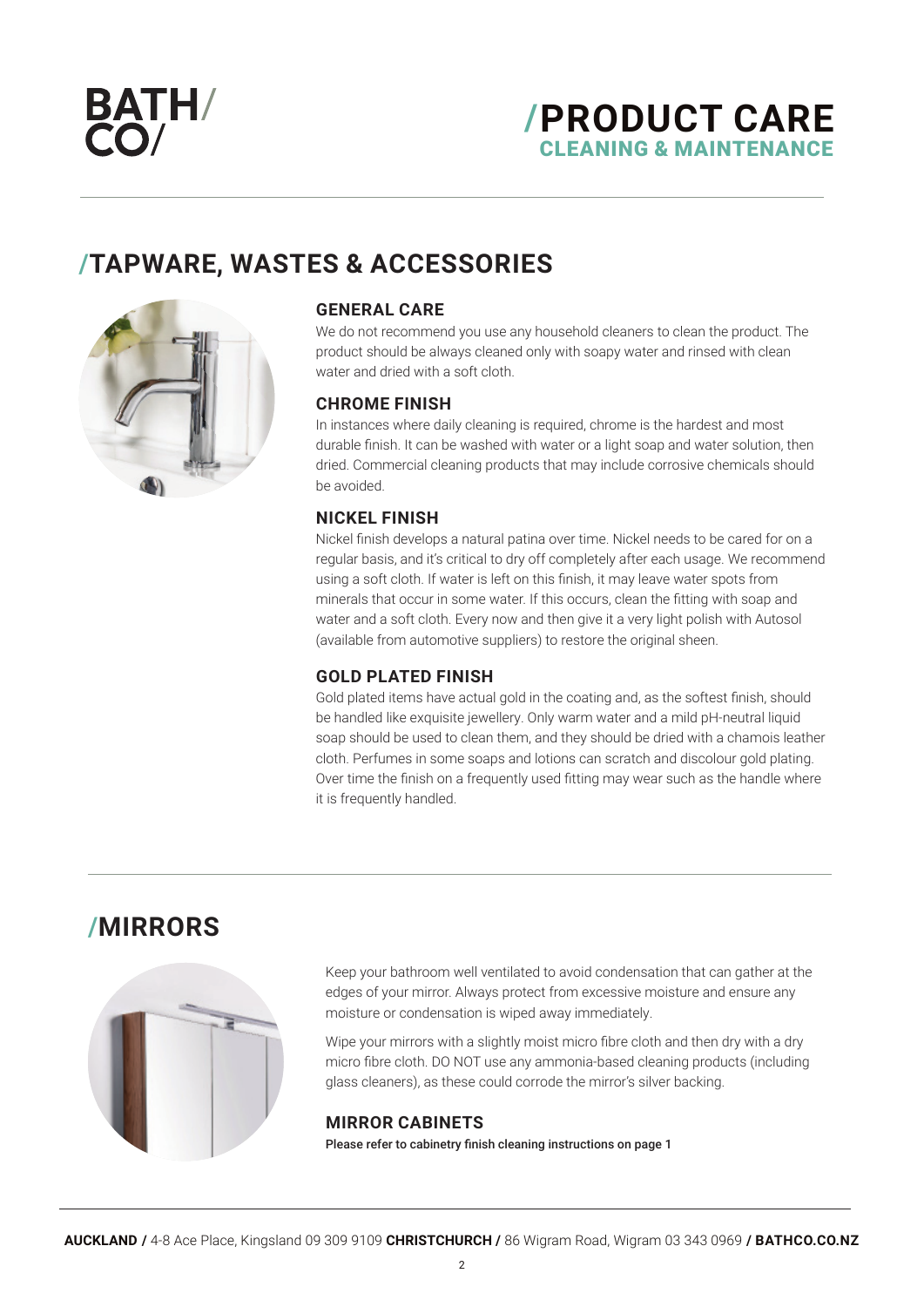# BATH/ CO/

## /PRODUCT CARE
### CLEANING & MAINTENANCE

## /TAPWARE, WASTES & ACCESSORIES

### GENERAL CARE

We do not recommend you use any household cleaners to clean the product. The product should be always cleaned only with soapy water and rinsed with clean water and dried with a soft cloth.

### CHROME FINISH

In instances where daily cleaning is required, chrome is the hardest and most durable finish. It can be washed with water or a light soap and water solution, then dried. Commercial cleaning products that may include corrosive chemicals should be avoided.

### NICKEL FINISH

Nickel finish develops a natural patina over time. Nickel needs to be cared for on a regular basis, and it's critical to dry off completely after each usage. We recommend using a soft cloth. If water is left on this finish, it may leave water spots from minerals that occur in some water. If this occurs, clean the fitting with soap and water and a soft cloth. Every now and then give it a very light polish with Autosol (available from automotive suppliers) to restore the original sheen.

### GOLD PLATED FINISH

Gold plated items have actual gold in the coating and, as the softest finish, should be handled like exquisite jewellery. Only warm water and a mild pH-neutral liquid soap should be used to clean them, and they should be dried with a chamois leather cloth. Perfumes in some soaps and lotions can scratch and discolour gold plating. Over time the finish on a frequently used fitting may wear such as the handle where it is frequently handled.

## /MIRRORS

Keep your bathroom well ventilated to avoid condensation that can gather at the edges of your mirror. Always protect from excessive moisture and ensure any moisture or condensation is wiped away immediately.

Wipe your mirrors with a slightly moist micro fibre cloth and then dry with a dry micro fibre cloth. DO NOT use any ammonia-based cleaning products (including glass cleaners), as these could corrode the mirror's silver backing.

### MIRROR CABINETS

Please refer to cabinetry finish cleaning instructions on page 1

**AUCKLAND /** 4-8 Ace Place, Kingsland 09 309 9109 **CHRISTCHURCH /** 86 Wigram Road, Wigram 03 343 0969 **/ BATHCO.CO.NZ**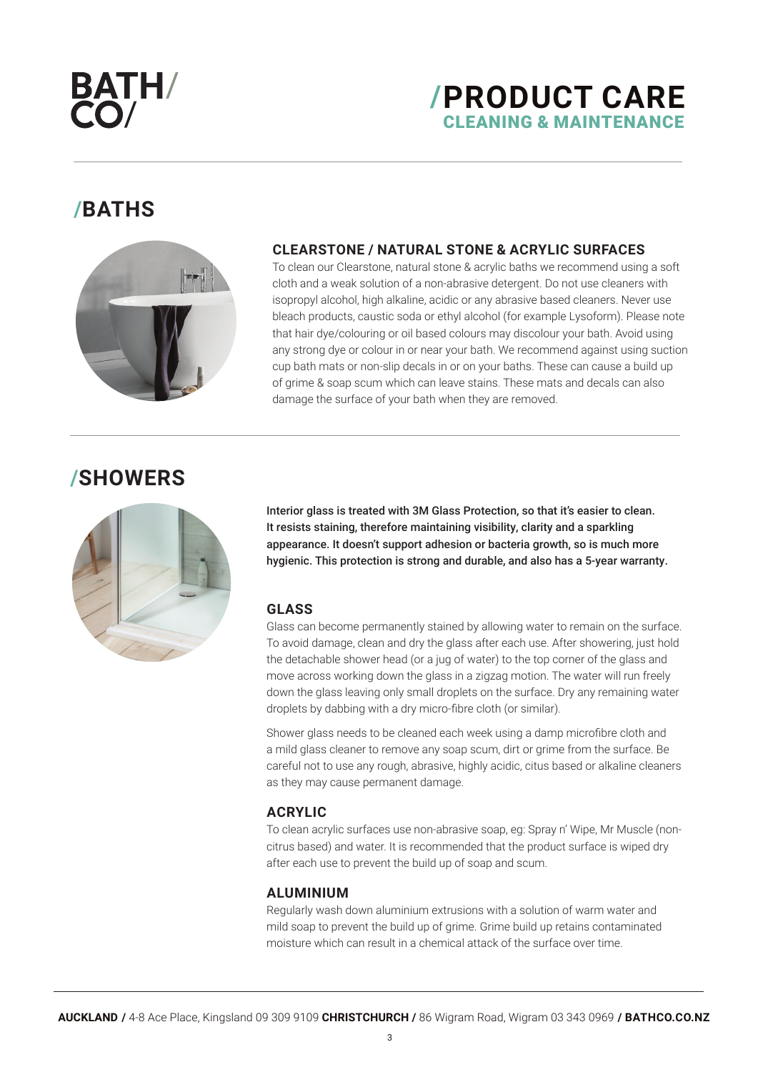BATH/
CO/

# /PRODUCT CARE
## CLEANING & MAINTENANCE

## /BATHS

### CLEARSTONE / NATURAL STONE & ACRYLIC SURFACES

To clean our Clearstone, natural stone & acrylic baths we recommend using a soft cloth and a weak solution of a non-abrasive detergent. Do not use cleaners with isopropyl alcohol, high alkaline, acidic or any abrasive based cleaners. Never use bleach products, caustic soda or ethyl alcohol (for example Lysoform). Please note that hair dye/colouring or oil based colours may discolour your bath. Avoid using any strong dye or colour in or near your bath. We recommend against using suction cup bath mats or non-slip decals in or on your baths. These can cause a build up of grime & soap scum which can leave stains. These mats and decals can also damage the surface of your bath when they are removed.

## /SHOWERS

**Interior glass is treated with 3M Glass Protection, so that it's easier to clean. It resists staining, therefore maintaining visibility, clarity and a sparkling appearance. It doesn't support adhesion or bacteria growth, so is much more hygienic. This protection is strong and durable, and also has a 5-year warranty.**

### GLASS

Glass can become permanently stained by allowing water to remain on the surface. To avoid damage, clean and dry the glass after each use. After showering, just hold the detachable shower head (or a jug of water) to the top corner of the glass and move across working down the glass in a zigzag motion. The water will run freely down the glass leaving only small droplets on the surface. Dry any remaining water droplets by dabbing with a dry micro-fibre cloth (or similar).

Shower glass needs to be cleaned each week using a damp microfibre cloth and a mild glass cleaner to remove any soap scum, dirt or grime from the surface. Be careful not to use any rough, abrasive, highly acidic, citus based or alkaline cleaners as they may cause permanent damage.

### ACRYLIC

To clean acrylic surfaces use non-abrasive soap, eg: Spray n' Wipe, Mr Muscle (non-citrus based) and water. It is recommended that the product surface is wiped dry after each use to prevent the build up of soap and scum.

### ALUMINIUM

Regularly wash down aluminium extrusions with a solution of warm water and mild soap to prevent the build up of grime. Grime build up retains contaminated moisture which can result in a chemical attack of the surface over time.

**AUCKLAND /** 4-8 Ace Place, Kingsland 09 309 9109 **CHRISTCHURCH /** 86 Wigram Road, Wigram 03 343 0969 **/ BATHCO.CO.NZ**